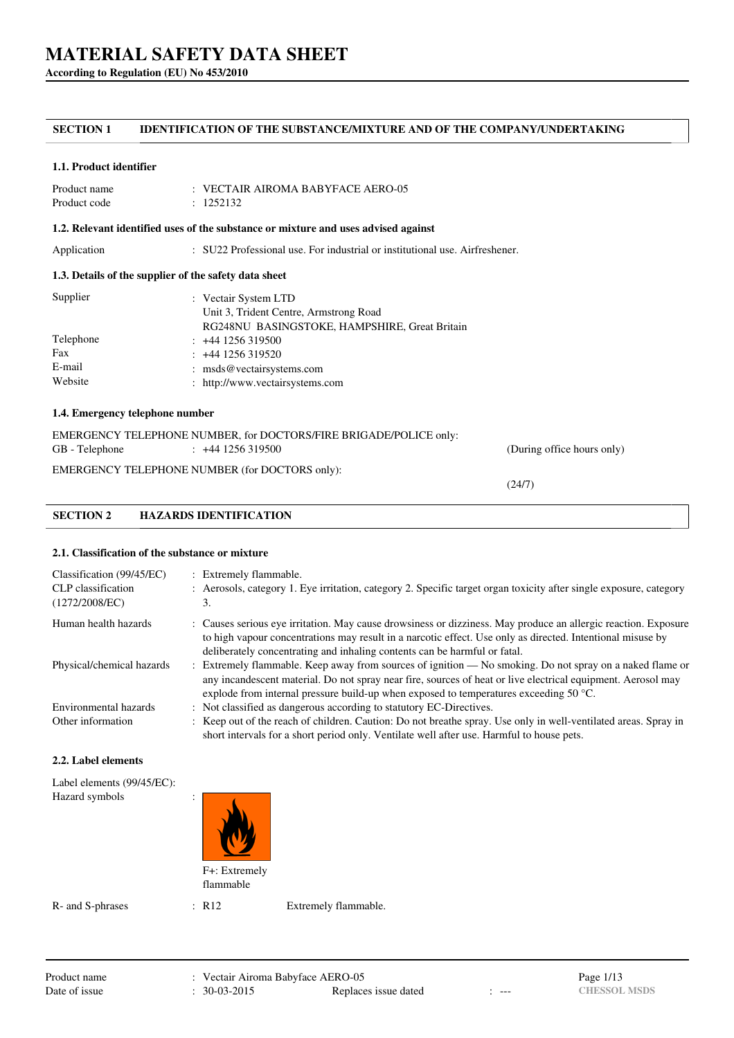# MATERIAL SAFETY DATA SHEET

**According to Regulation (EU) No 453/2010**

## SECTION 1 IDENTIFICATION OF THE SUBSTANCE/MIXTURE AND OF THE COMPANY/UNDERTAKING

### 1.1. Product identifier

| | |
|---|---|
| Product name | : VECTAIR AIROMA BABYFACE AERO-05 |
| Product code | : 1252132 |

### 1.2. Relevant identified uses of the substance or mixture and uses advised against

| | |
|---|---|
| Application | : SU22 Professional use. For industrial or institutional use. Airfreshener. |

### 1.3. Details of the supplier of the safety data sheet

| | |
|---|---|
| Supplier | : Vectair System LTD<br>Unit 3, Trident Centre, Armstrong Road<br>RG248NU BASINGSTOKE, HAMPSHIRE, Great Britain |
| Telephone | : +44 1256 319500 |
| Fax | : +44 1256 319520 |
| E-mail | : msds@vectairsystems.com |
| Website | : http://www.vectairsystems.com |

### 1.4. Emergency telephone number

EMERGENCY TELEPHONE NUMBER, for DOCTORS/FIRE BRIGADE/POLICE only:

GB - Telephone : +44 1256 319500 (During office hours only)

EMERGENCY TELEPHONE NUMBER (for DOCTORS only):

(24/7)

## SECTION 2 HAZARDS IDENTIFICATION

### 2.1. Classification of the substance or mixture

| | |
|---|---|
| Classification (99/45/EC) | : Extremely flammable. |
| CLP classification (1272/2008/EC) | : Aerosols, category 1. Eye irritation, category 2. Specific target organ toxicity after single exposure, category 3. |
| Human health hazards | : Causes serious eye irritation. May cause drowsiness or dizziness. May produce an allergic reaction. Exposure to high vapour concentrations may result in a narcotic effect. Use only as directed. Intentional misuse by deliberately concentrating and inhaling contents can be harmful or fatal. |
| Physical/chemical hazards | : Extremely flammable. Keep away from sources of ignition — No smoking. Do not spray on a naked flame or any incandescent material. Do not spray near fire, sources of heat or live electrical equipment. Aerosol may explode from internal pressure build-up when exposed to temperatures exceeding 50 °C. |
| Environmental hazards | : Not classified as dangerous according to statutory EC-Directives. |
| Other information | : Keep out of the reach of children. Caution: Do not breathe spray. Use only in well-ventilated areas. Spray in short intervals for a short period only. Ventilate well after use. Harmful to house pets. |

### 2.2. Label elements

Label elements (99/45/EC):

Hazard symbols :

F+: Extremely flammable

R- and S-phrases : R12 Extremely flammable.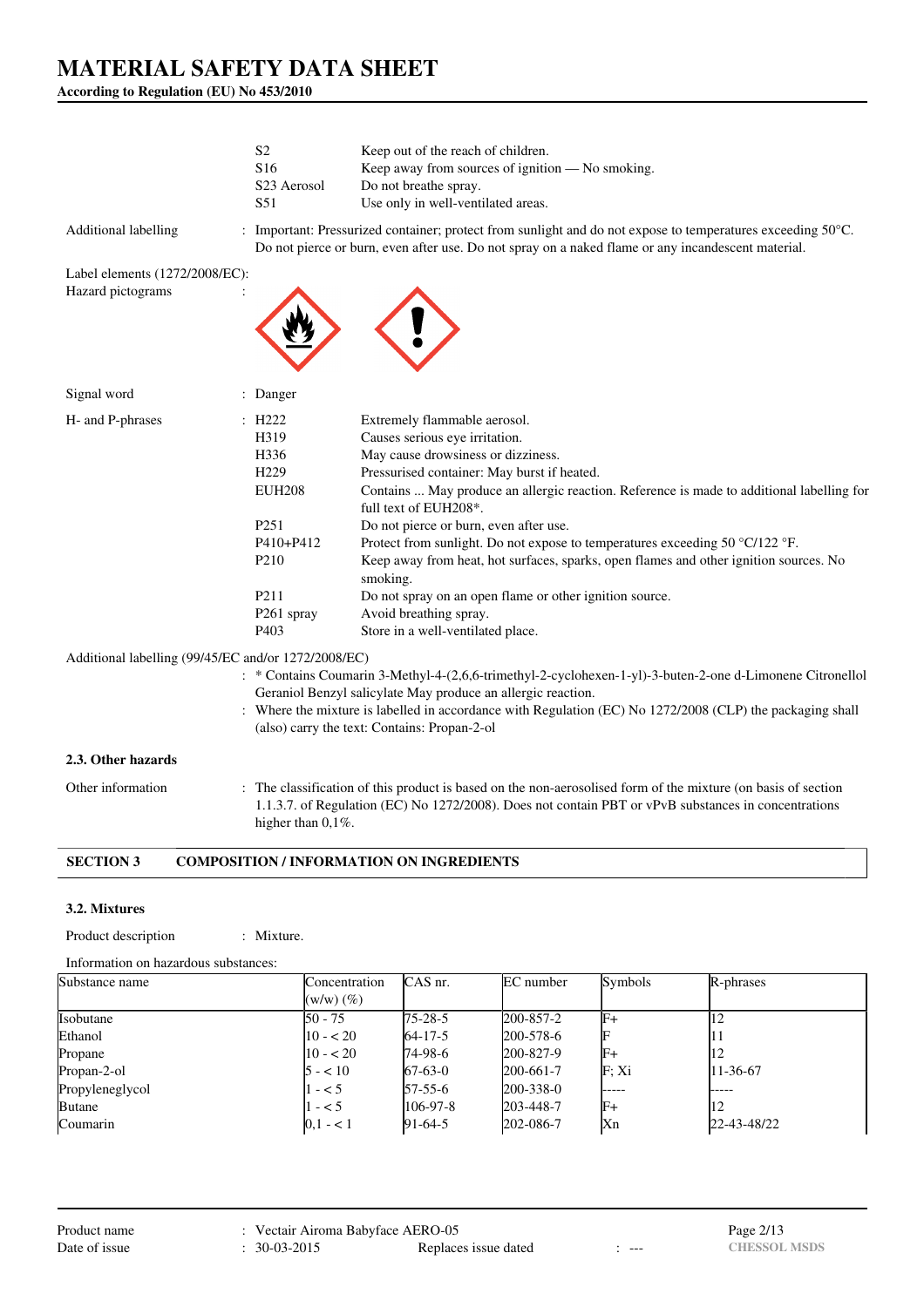# MATERIAL SAFETY DATA SHEET

**According to Regulation (EU) No 453/2010**

| | | |
|---|---|---|
| | S2 | Keep out of the reach of children. |
| | S16 | Keep away from sources of ignition — No smoking. |
| | S23 Aerosol | Do not breathe spray. |
| | S51 | Use only in well-ventilated areas. |

Additional labelling : Important: Pressurized container; protect from sunlight and do not expose to temperatures exceeding 50°C. Do not pierce or burn, even after use. Do not spray on a naked flame or any incandescent material.

Label elements (1272/2008/EC):

Hazard pictograms :

Signal word : Danger

H- and P-phrases :

| | |
|---|---|
| H222 | Extremely flammable aerosol. |
| H319 | Causes serious eye irritation. |
| H336 | May cause drowsiness or dizziness. |
| H229 | Pressurised container: May burst if heated. |
| EUH208 | Contains ... May produce an allergic reaction. Reference is made to additional labelling for full text of EUH208*. |
| P251 | Do not pierce or burn, even after use. |
| P410+P412 | Protect from sunlight. Do not expose to temperatures exceeding 50 °C/122 °F. |
| P210 | Keep away from heat, hot surfaces, sparks, open flames and other ignition sources. No smoking. |
| P211 | Do not spray on an open flame or other ignition source. |
| P261 spray | Avoid breathing spray. |
| P403 | Store in a well-ventilated place. |

Additional labelling (99/45/EC and/or 1272/2008/EC)

: * Contains Coumarin 3-Methyl-4-(2,6,6-trimethyl-2-cyclohexen-1-yl)-3-buten-2-one d-Limonene Citronellol Geraniol Benzyl salicylate May produce an allergic reaction.

: Where the mixture is labelled in accordance with Regulation (EC) No 1272/2008 (CLP) the packaging shall (also) carry the text: Contains: Propan-2-ol

### 2.3. Other hazards

Other information : The classification of this product is based on the non-aerosolised form of the mixture (on basis of section 1.1.3.7. of Regulation (EC) No 1272/2008). Does not contain PBT or vPvB substances in concentrations higher than 0,1%.

## SECTION 3 COMPOSITION / INFORMATION ON INGREDIENTS

### 3.2. Mixtures

Product description : Mixture.

Information on hazardous substances:

| Substance name | Concentration (w/w) (%) | CAS nr. | EC number | Symbols | R-phrases |
|---|---|---|---|---|---|
| Isobutane | 50 - 75 | 75-28-5 | 200-857-2 | F+ | 12 |
| Ethanol | 10 - < 20 | 64-17-5 | 200-578-6 | F | 11 |
| Propane | 10 - < 20 | 74-98-6 | 200-827-9 | F+ | 12 |
| Propan-2-ol | 5 - < 10 | 67-63-0 | 200-661-7 | F; Xi | 11-36-67 |
| Propyleneglycol | 1 - < 5 | 57-55-6 | 200-338-0 | ----- | ----- |
| Butane | 1 - < 5 | 106-97-8 | 203-448-7 | F+ | 12 |
| Coumarin | 0,1 - < 1 | 91-64-5 | 202-086-7 | Xn | 22-43-48/22 |

Product name : Vectair Airoma Babyface AERO-05

Date of issue : 30-03-2015 Replaces issue dated : ---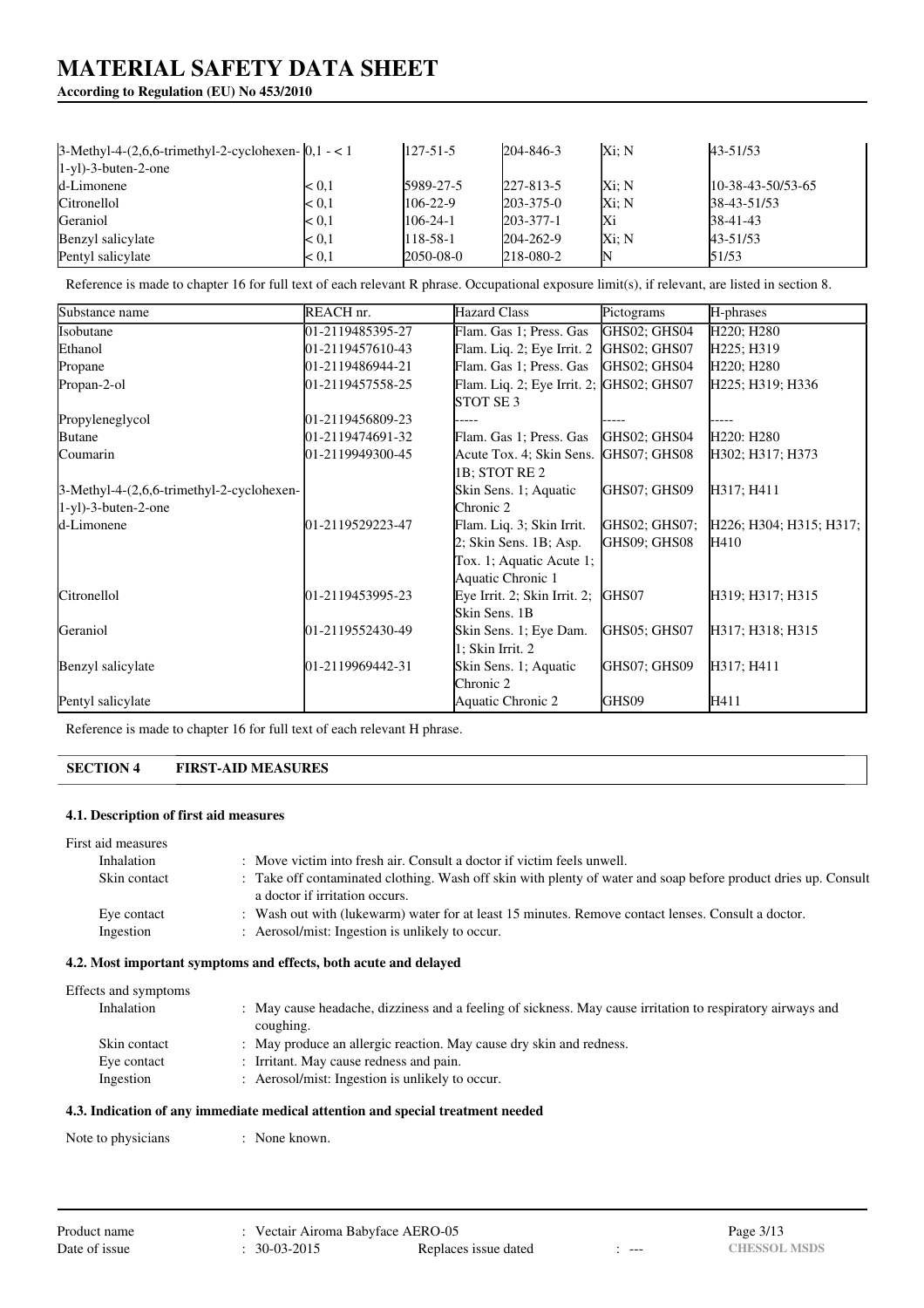| | | | | | |
|---|---|---|---|---|---|
| 3-Methyl-4-(2,6,6-trimethyl-2-cyclohexen-1-yl)-3-buten-2-one | 0,1 - < 1 | 127-51-5 | 204-846-3 | Xi; N | 43-51/53 |
| d-Limonene | < 0,1 | 5989-27-5 | 227-813-5 | Xi; N | 10-38-43-50/53-65 |
| Citronellol | < 0,1 | 106-22-9 | 203-375-0 | Xi; N | 38-43-51/53 |
| Geraniol | < 0,1 | 106-24-1 | 203-377-1 | Xi | 38-41-43 |
| Benzyl salicylate | < 0,1 | 118-58-1 | 204-262-9 | Xi; N | 43-51/53 |
| Pentyl salicylate | < 0,1 | 2050-08-0 | 218-080-2 | N | 51/53 |

Reference is made to chapter 16 for full text of each relevant R phrase. Occupational exposure limit(s), if relevant, are listed in section 8.

| Substance name | REACH nr. | Hazard Class | Pictograms | H-phrases |
|---|---|---|---|---|
| Isobutane | 01-2119485395-27 | Flam. Gas 1; Press. Gas | GHS02; GHS04 | H220; H280 |
| Ethanol | 01-2119457610-43 | Flam. Liq. 2; Eye Irrit. 2 | GHS02; GHS07 | H225; H319 |
| Propane | 01-2119486944-21 | Flam. Gas 1; Press. Gas | GHS02; GHS04 | H220; H280 |
| Propan-2-ol | 01-2119457558-25 | Flam. Liq. 2; Eye Irrit. 2; STOT SE 3 | GHS02; GHS07 | H225; H319; H336 |
| Propyleneglycol | 01-2119456809-23 | ----- | ----- | ----- |
| Butane | 01-2119474691-32 | Flam. Gas 1; Press. Gas | GHS02; GHS04 | H220: H280 |
| Coumarin | 01-2119949300-45 | Acute Tox. 4; Skin Sens. 1B; STOT RE 2 | GHS07; GHS08 | H302; H317; H373 |
| 3-Methyl-4-(2,6,6-trimethyl-2-cyclohexen-1-yl)-3-buten-2-one | | Skin Sens. 1; Aquatic Chronic 2 | GHS07; GHS09 | H317; H411 |
| d-Limonene | 01-2119529223-47 | Flam. Liq. 3; Skin Irrit. 2; Skin Sens. 1B; Asp. Tox. 1; Aquatic Acute 1; Aquatic Chronic 1 | GHS02; GHS07; GHS09; GHS08 | H226; H304; H315; H317; H410 |
| Citronellol | 01-2119453995-23 | Eye Irrit. 2; Skin Irrit. 2; Skin Sens. 1B | GHS07 | H319; H317; H315 |
| Geraniol | 01-2119552430-49 | Skin Sens. 1; Eye Dam. 1; Skin Irrit. 2 | GHS05; GHS07 | H317; H318; H315 |
| Benzyl salicylate | 01-2119969442-31 | Skin Sens. 1; Aquatic Chronic 2 | GHS07; GHS09 | H317; H411 |
| Pentyl salicylate | | Aquatic Chronic 2 | GHS09 | H411 |

Reference is made to chapter 16 for full text of each relevant H phrase.

## SECTION 4 FIRST-AID MEASURES

### 4.1. Description of first aid measures

First aid measures

- Inhalation : Move victim into fresh air. Consult a doctor if victim feels unwell.
- Skin contact : Take off contaminated clothing. Wash off skin with plenty of water and soap before product dries up. Consult a doctor if irritation occurs.
- Eye contact : Wash out with (lukewarm) water for at least 15 minutes. Remove contact lenses. Consult a doctor.
- Ingestion : Aerosol/mist: Ingestion is unlikely to occur.

### 4.2. Most important symptoms and effects, both acute and delayed

Effects and symptoms

- Inhalation : May cause headache, dizziness and a feeling of sickness. May cause irritation to respiratory airways and coughing.
- Skin contact : May produce an allergic reaction. May cause dry skin and redness.
- Eye contact : Irritant. May cause redness and pain.
- Ingestion : Aerosol/mist: Ingestion is unlikely to occur.

### 4.3. Indication of any immediate medical attention and special treatment needed

Note to physicians : None known.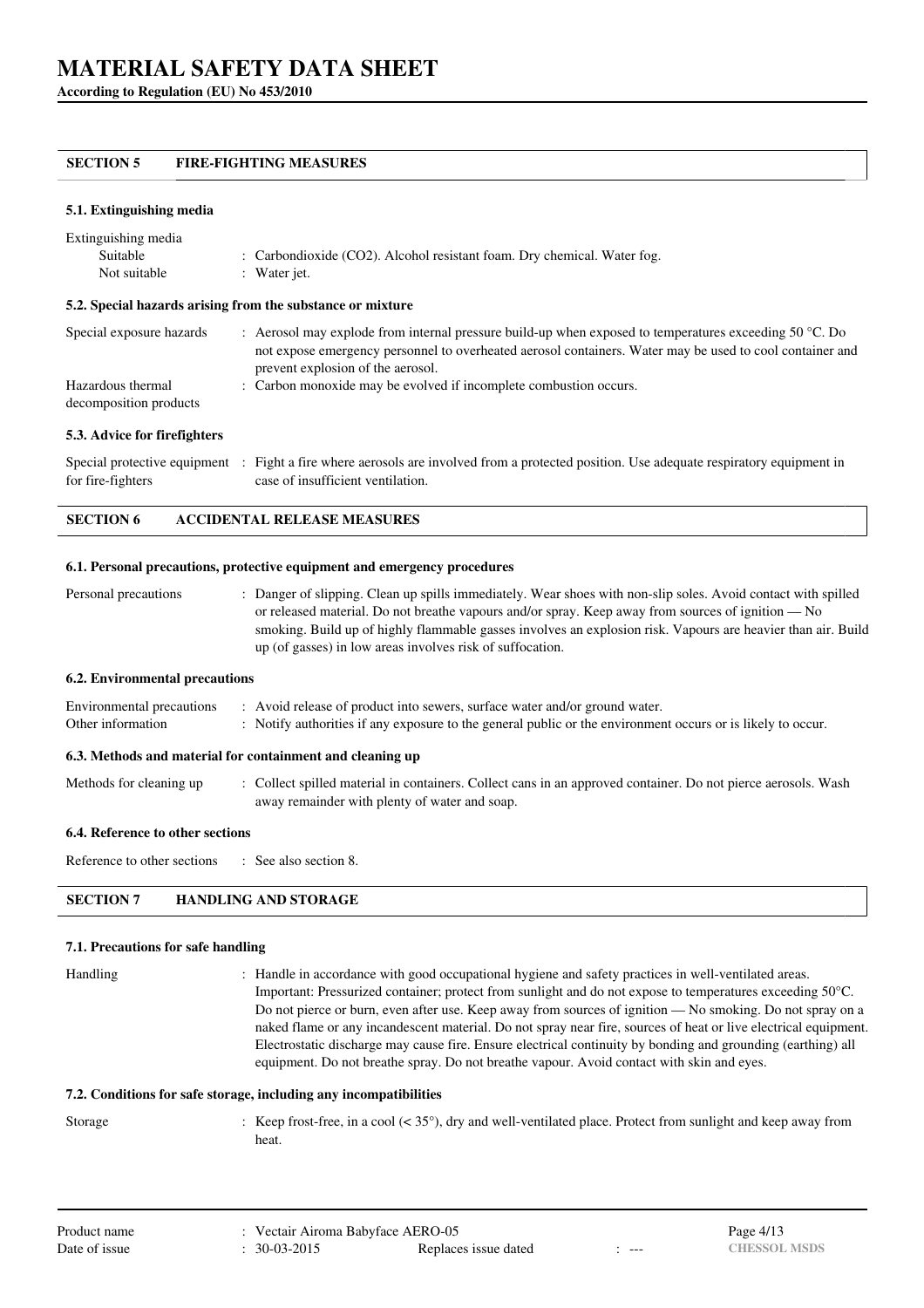## SECTION 5 FIRE-FIGHTING MEASURES

### 5.1. Extinguishing media

Extinguishing media

| | |
|---|---|
| Suitable | : Carbondioxide ($CO_2$). Alcohol resistant foam. Dry chemical. Water fog. |
| Not suitable | : Water jet. |

### 5.2. Special hazards arising from the substance or mixture

| | |
|---|---|
| Special exposure hazards | : Aerosol may explode from internal pressure build-up when exposed to temperatures exceeding 50 °C. Do not expose emergency personnel to overheated aerosol containers. Water may be used to cool container and prevent explosion of the aerosol. |
| Hazardous thermal decomposition products | : Carbon monoxide may be evolved if incomplete combustion occurs. |

### 5.3. Advice for firefighters

| | |
|---|---|
| Special protective equipment for fire-fighters | : Fight a fire where aerosols are involved from a protected position. Use adequate respiratory equipment in case of insufficient ventilation. |

## SECTION 6 ACCIDENTAL RELEASE MEASURES

### 6.1. Personal precautions, protective equipment and emergency procedures

| | |
|---|---|
| Personal precautions | : Danger of slipping. Clean up spills immediately. Wear shoes with non-slip soles. Avoid contact with spilled or released material. Do not breathe vapours and/or spray. Keep away from sources of ignition — No smoking. Build up of highly flammable gasses involves an explosion risk. Vapours are heavier than air. Build up (of gasses) in low areas involves risk of suffocation. |

### 6.2. Environmental precautions

| | |
|---|---|
| Environmental precautions | : Avoid release of product into sewers, surface water and/or ground water. |
| Other information | : Notify authorities if any exposure to the general public or the environment occurs or is likely to occur. |

### 6.3. Methods and material for containment and cleaning up

| | |
|---|---|
| Methods for cleaning up | : Collect spilled material in containers. Collect cans in an approved container. Do not pierce aerosols. Wash away remainder with plenty of water and soap. |

### 6.4. Reference to other sections

| | |
|---|---|
| Reference to other sections | : See also section 8. |

## SECTION 7 HANDLING AND STORAGE

### 7.1. Precautions for safe handling

| | |
|---|---|
| Handling | : Handle in accordance with good occupational hygiene and safety practices in well-ventilated areas. Important: Pressurized container; protect from sunlight and do not expose to temperatures exceeding 50°C. Do not pierce or burn, even after use. Keep away from sources of ignition — No smoking. Do not spray on a naked flame or any incandescent material. Do not spray near fire, sources of heat or live electrical equipment. Electrostatic discharge may cause fire. Ensure electrical continuity by bonding and grounding (earthing) all equipment. Do not breathe spray. Do not breathe vapour. Avoid contact with skin and eyes. |

### 7.2. Conditions for safe storage, including any incompatibilities

| | |
|---|---|
| Storage | : Keep frost-free, in a cool (< 35°), dry and well-ventilated place. Protect from sunlight and keep away from heat. |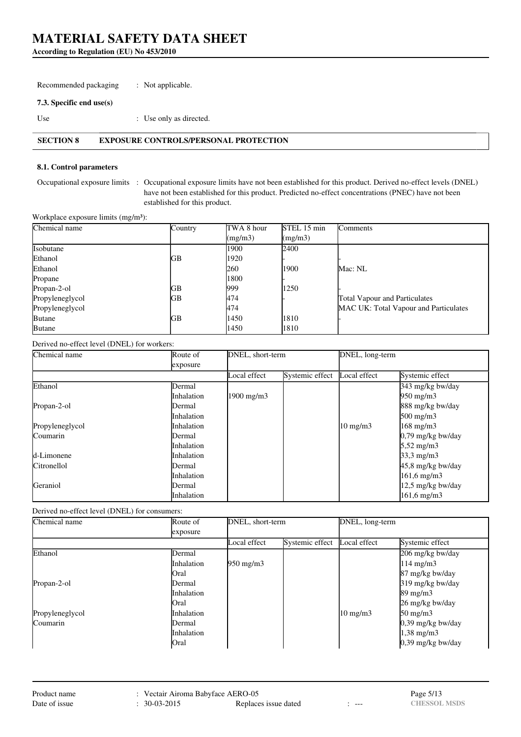Recommended packaging : Not applicable.

**7.3. Specific end use(s)**

Use : Use only as directed.

## SECTION 8 EXPOSURE CONTROLS/PERSONAL PROTECTION

**8.1. Control parameters**

Occupational exposure limits : Occupational exposure limits have not been established for this product. Derived no-effect levels (DNEL) have not been established for this product. Predicted no-effect concentrations (PNEC) have not been established for this product.

Workplace exposure limits (mg/m³):

| Chemical name | Country | TWA 8 hour (mg/m3) | STEL 15 min (mg/m3) | Comments |
|---|---|---|---|---|
| Isobutane | | 1900 | 2400 | |
| Ethanol | GB | 1920 | - | - |
| Ethanol | | 260 | 1900 | Mac: NL |
| Propane | | 1800 | - | |
| Propan-2-ol | GB | 999 | 1250 | - |
| Propyleneglycol | GB | 474 | - | Total Vapour and Particulates |
| Propyleneglycol | | 474 | | MAC UK: Total Vapour and Particulates |
| Butane | GB | 1450 | 1810 | - |
| Butane | | 1450 | 1810 | |

Derived no-effect level (DNEL) for workers:

| Chemical name | Route of exposure | DNEL, short-term | | DNEL, long-term | |
|---|---|---|---|---|---|
| | | Local effect | Systemic effect | Local effect | Systemic effect |
| Ethanol | Dermal | | | | 343 mg/kg bw/day |
| | Inhalation | 1900 mg/m3 | | | 950 mg/m3 |
| Propan-2-ol | Dermal | | | | 888 mg/kg bw/day |
| | Inhalation | | | | 500 mg/m3 |
| Propyleneglycol | Inhalation | | | 10 mg/m3 | 168 mg/m3 |
| Coumarin | Dermal | | | | 0,79 mg/kg bw/day |
| | Inhalation | | | | 5,52 mg/m3 |
| d-Limonene | Inhalation | | | | 33,3 mg/m3 |
| Citronellol | Dermal | | | | 45,8 mg/kg bw/day |
| | Inhalation | | | | 161,6 mg/m3 |
| Geraniol | Dermal | | | | 12,5 mg/kg bw/day |
| | Inhalation | | | | 161,6 mg/m3 |

Derived no-effect level (DNEL) for consumers:

| Chemical name | Route of exposure | DNEL, short-term | | DNEL, long-term | |
|---|---|---|---|---|---|
| | | Local effect | Systemic effect | Local effect | Systemic effect |
| Ethanol | Dermal | | | | 206 mg/kg bw/day |
| | Inhalation | 950 mg/m3 | | | 114 mg/m3 |
| | Oral | | | | 87 mg/kg bw/day |
| Propan-2-ol | Dermal | | | | 319 mg/kg bw/day |
| | Inhalation | | | | 89 mg/m3 |
| | Oral | | | | 26 mg/kg bw/day |
| Propyleneglycol | Inhalation | | | 10 mg/m3 | 50 mg/m3 |
| Coumarin | Dermal | | | | 0,39 mg/kg bw/day |
| | Inhalation | | | | 1,38 mg/m3 |
| | Oral | | | | 0,39 mg/kg bw/day |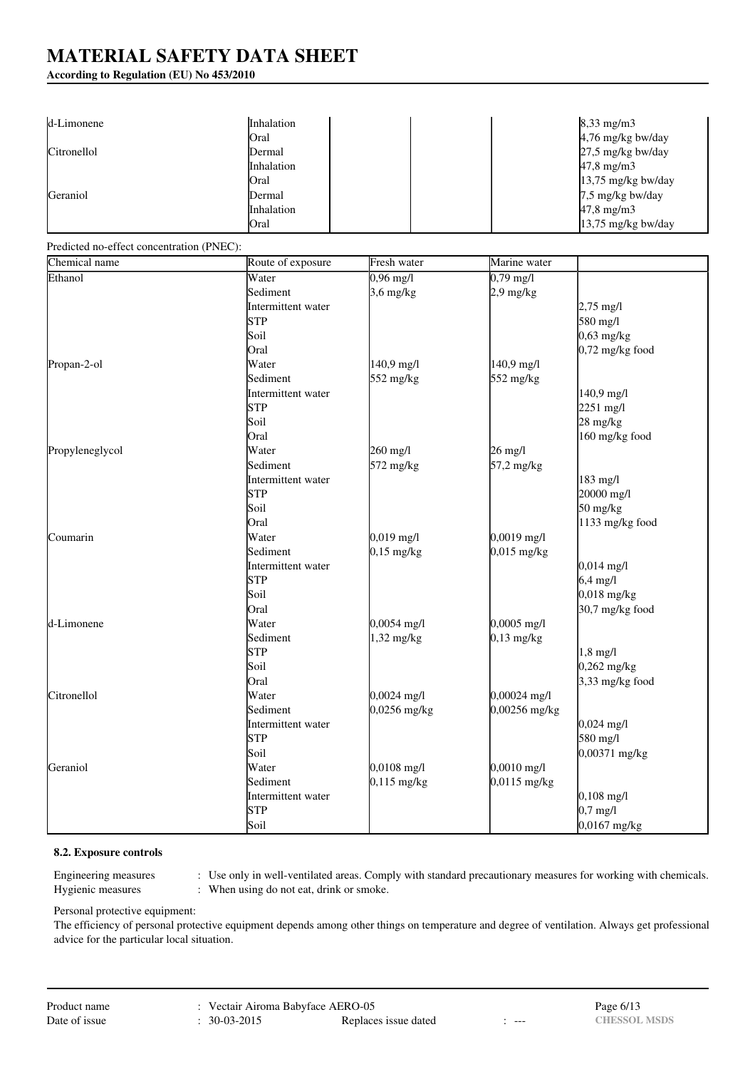# MATERIAL SAFETY DATA SHEET

**According to Regulation (EU) No 453/2010**

| | | | | | |
|---|---|---|---|---|---|
| d-Limonene | Inhalation | | | | 8,33 mg/m3 |
| | Oral | | | | 4,76 mg/kg bw/day |
| Citronellol | Dermal | | | | 27,5 mg/kg bw/day |
| | Inhalation | | | | 47,8 mg/m3 |
| | Oral | | | | 13,75 mg/kg bw/day |
| Geraniol | Dermal | | | | 7,5 mg/kg bw/day |
| | Inhalation | | | | 47,8 mg/m3 |
| | Oral | | | | 13,75 mg/kg bw/day |

Predicted no-effect concentration (PNEC):

| Chemical name | Route of exposure | Fresh water | Marine water | |
|---|---|---|---|---|
| Ethanol | Water | 0,96 mg/l | 0,79 mg/l | |
| | Sediment | 3,6 mg/kg | 2,9 mg/kg | |
| | Intermittent water | | | 2,75 mg/l |
| | STP | | | 580 mg/l |
| | Soil | | | 0,63 mg/kg |
| | Oral | | | 0,72 mg/kg food |
| Propan-2-ol | Water | 140,9 mg/l | 140,9 mg/l | |
| | Sediment | 552 mg/kg | 552 mg/kg | |
| | Intermittent water | | | 140,9 mg/l |
| | STP | | | 2251 mg/l |
| | Soil | | | 28 mg/kg |
| | Oral | | | 160 mg/kg food |
| Propyleneglycol | Water | 260 mg/l | 26 mg/l | |
| | Sediment | 572 mg/kg | 57,2 mg/kg | |
| | Intermittent water | | | 183 mg/l |
| | STP | | | 20000 mg/l |
| | Soil | | | 50 mg/kg |
| | Oral | | | 1133 mg/kg food |
| Coumarin | Water | 0,019 mg/l | 0,0019 mg/l | |
| | Sediment | 0,15 mg/kg | 0,015 mg/kg | |
| | Intermittent water | | | 0,014 mg/l |
| | STP | | | 6,4 mg/l |
| | Soil | | | 0,018 mg/kg |
| | Oral | | | 30,7 mg/kg food |
| d-Limonene | Water | 0,0054 mg/l | 0,0005 mg/l | |
| | Sediment | 1,32 mg/kg | 0,13 mg/kg | |
| | STP | | | 1,8 mg/l |
| | Soil | | | 0,262 mg/kg |
| | Oral | | | 3,33 mg/kg food |
| Citronellol | Water | 0,0024 mg/l | 0,00024 mg/l | |
| | Sediment | 0,0256 mg/kg | 0,00256 mg/kg | |
| | Intermittent water | | | 0,024 mg/l |
| | STP | | | 580 mg/l |
| | Soil | | | 0,00371 mg/kg |
| Geraniol | Water | 0,0108 mg/l | 0,0010 mg/l | |
| | Sediment | 0,115 mg/kg | 0,0115 mg/kg | |
| | Intermittent water | | | 0,108 mg/l |
| | STP | | | 0,7 mg/l |
| | Soil | | | 0,0167 mg/kg |

### 8.2. Exposure controls

Engineering measures : Use only in well-ventilated areas. Comply with standard precautionary measures for working with chemicals.

Hygienic measures : When using do not eat, drink or smoke.

Personal protective equipment:

The efficiency of personal protective equipment depends among other things on temperature and degree of ventilation. Always get professional advice for the particular local situation.

Product name : Vectair Airoma Babyface AERO-05

Date of issue : 30-03-2015 Replaces issue dated : ---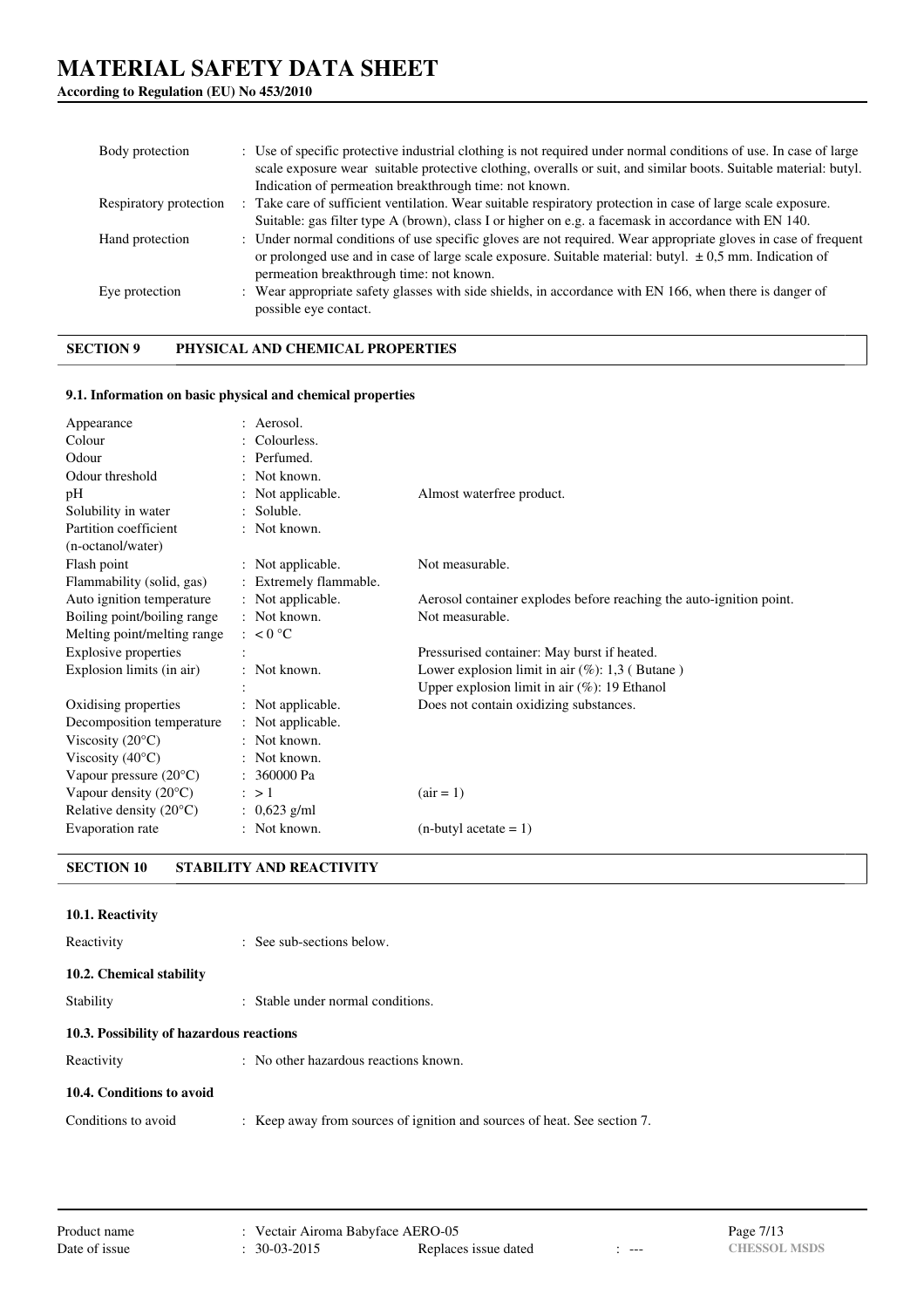| | |
|---|---|
| Body protection | : Use of specific protective industrial clothing is not required under normal conditions of use. In case of large scale exposure wear suitable protective clothing, overalls or suit, and similar boots. Suitable material: butyl. Indication of permeation breakthrough time: not known. |
| Respiratory protection | : Take care of sufficient ventilation. Wear suitable respiratory protection in case of large scale exposure. Suitable: gas filter type A (brown), class I or higher on e.g. a facemask in accordance with EN 140. |
| Hand protection | : Under normal conditions of use specific gloves are not required. Wear appropriate gloves in case of frequent or prolonged use and in case of large scale exposure. Suitable material: butyl. ± 0,5 mm. Indication of permeation breakthrough time: not known. |
| Eye protection | : Wear appropriate safety glasses with side shields, in accordance with EN 166, when there is danger of possible eye contact. |

## SECTION 9 PHYSICAL AND CHEMICAL PROPERTIES

### 9.1. Information on basic physical and chemical properties

| | | |
|---|---|---|
| Appearance | : Aerosol. | |
| Colour | : Colourless. | |
| Odour | : Perfumed. | |
| Odour threshold | : Not known. | |
| pH | : Not applicable. | Almost waterfree product. |
| Solubility in water | : Soluble. | |
| Partition coefficient (n-octanol/water) | : Not known. | |
| Flash point | : Not applicable. | Not measurable. |
| Flammability (solid, gas) | : Extremely flammable. | |
| Auto ignition temperature | : Not applicable. | Aerosol container explodes before reaching the auto-ignition point. |
| Boiling point/boiling range | : Not known. | Not measurable. |
| Melting point/melting range | : < 0 °C | |
| Explosive properties | : | Pressurised container: May burst if heated. |
| Explosion limits (in air) | : Not known. | Lower explosion limit in air (%): 1,3 ( Butane ) |
| | : | Upper explosion limit in air (%): 19 Ethanol |
| Oxidising properties | : Not applicable. | Does not contain oxidizing substances. |
| Decomposition temperature | : Not applicable. | |
| Viscosity (20°C) | : Not known. | |
| Viscosity (40°C) | : Not known. | |
| Vapour pressure (20°C) | : 360000 Pa | |
| Vapour density (20°C) | : > 1 | (air = 1) |
| Relative density (20°C) | : 0,623 g/ml | |
| Evaporation rate | : Not known. | (n-butyl acetate = 1) |

## SECTION 10 STABILITY AND REACTIVITY

### 10.1. Reactivity

Reactivity : See sub-sections below.

### 10.2. Chemical stability

Stability : Stable under normal conditions.

### 10.3. Possibility of hazardous reactions

Reactivity : No other hazardous reactions known.

### 10.4. Conditions to avoid

Conditions to avoid : Keep away from sources of ignition and sources of heat. See section 7.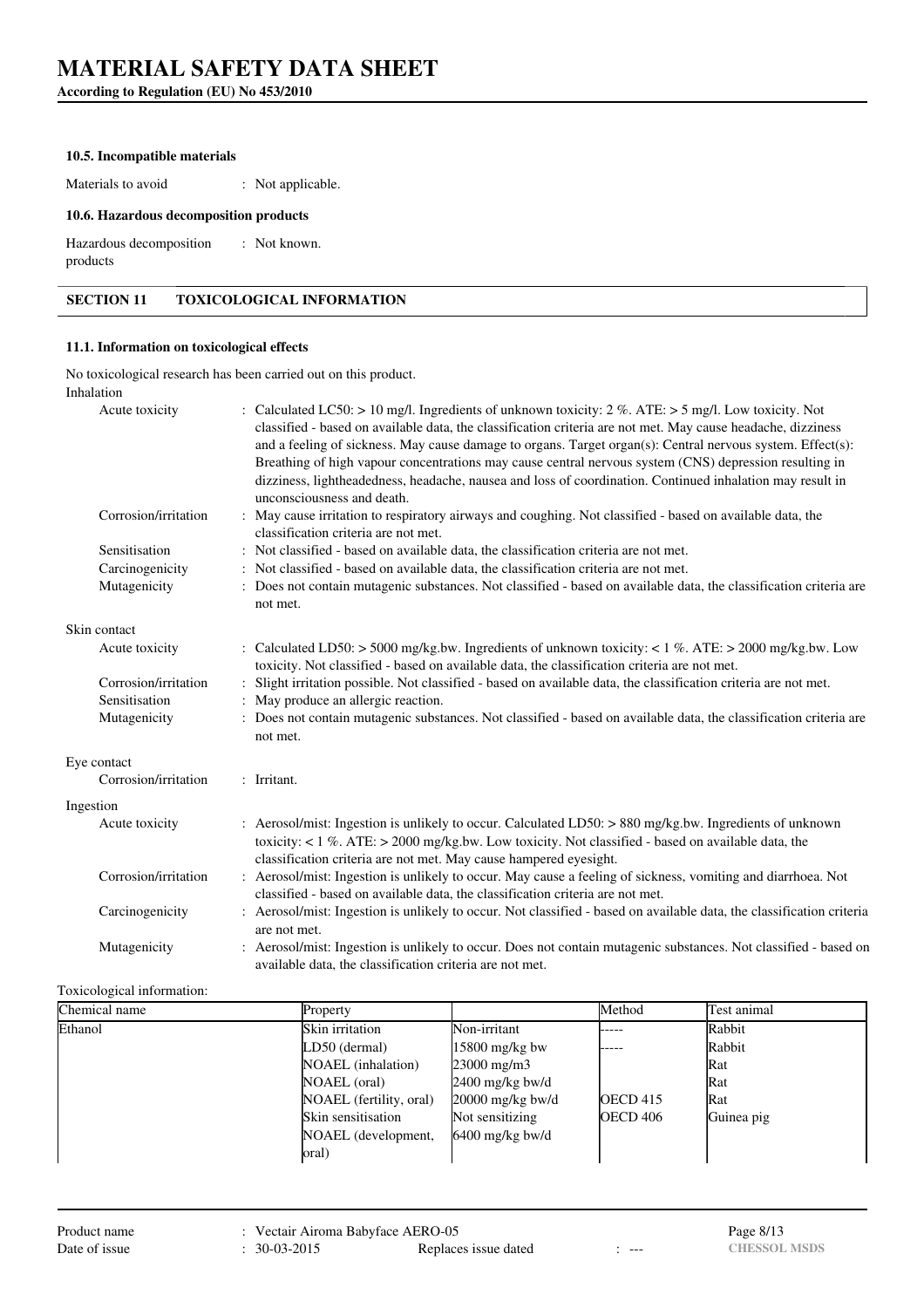#### 10.5. Incompatible materials

Materials to avoid : Not applicable.

#### 10.6. Hazardous decomposition products

Hazardous decomposition products : Not known.

## SECTION 11 TOXICOLOGICAL INFORMATION

#### 11.1. Information on toxicological effects

No toxicological research has been carried out on this product.

**Inhalation**

| | |
|---|---|
| Acute toxicity | : Calculated LC50: > 10 mg/l. Ingredients of unknown toxicity: 2 %. ATE: > 5 mg/l. Low toxicity. Not classified - based on available data, the classification criteria are not met. May cause headache, dizziness and a feeling of sickness. May cause damage to organs. Target organ(s): Central nervous system. Effect(s): Breathing of high vapour concentrations may cause central nervous system (CNS) depression resulting in dizziness, lightheadedness, headache, nausea and loss of coordination. Continued inhalation may result in unconsciousness and death. |
| Corrosion/irritation | : May cause irritation to respiratory airways and coughing. Not classified - based on available data, the classification criteria are not met. |
| Sensitisation | : Not classified - based on available data, the classification criteria are not met. |
| Carcinogenicity | : Not classified - based on available data, the classification criteria are not met. |
| Mutagenicity | : Does not contain mutagenic substances. Not classified - based on available data, the classification criteria are not met. |

**Skin contact**

| | |
|---|---|
| Acute toxicity | : Calculated LD50: > 5000 mg/kg.bw. Ingredients of unknown toxicity: < 1 %. ATE: > 2000 mg/kg.bw. Low toxicity. Not classified - based on available data, the classification criteria are not met. |
| Corrosion/irritation | : Slight irritation possible. Not classified - based on available data, the classification criteria are not met. |
| Sensitisation | : May produce an allergic reaction. |
| Mutagenicity | : Does not contain mutagenic substances. Not classified - based on available data, the classification criteria are not met. |

**Eye contact**

| | |
|---|---|
| Corrosion/irritation | : Irritant. |

**Ingestion**

| | |
|---|---|
| Acute toxicity | : Aerosol/mist: Ingestion is unlikely to occur. Calculated LD50: > 880 mg/kg.bw. Ingredients of unknown toxicity: < 1 %. ATE: > 2000 mg/kg.bw. Low toxicity. Not classified - based on available data, the classification criteria are not met. May cause hampered eyesight. |
| Corrosion/irritation | : Aerosol/mist: Ingestion is unlikely to occur. May cause a feeling of sickness, vomiting and diarrhoea. Not classified - based on available data, the classification criteria are not met. |
| Carcinogenicity | : Aerosol/mist: Ingestion is unlikely to occur. Not classified - based on available data, the classification criteria are not met. |
| Mutagenicity | : Aerosol/mist: Ingestion is unlikely to occur. Does not contain mutagenic substances. Not classified - based on available data, the classification criteria are not met. |

Toxicological information:

| Chemical name | Property | | Method | Test animal |
|---|---|---|---|---|
| Ethanol | Skin irritation | Non-irritant | ----- | Rabbit |
| | LD50 (dermal) | 15800 mg/kg bw | ----- | Rabbit |
| | NOAEL (inhalation) | 23000 mg/m3 | | Rat |
| | NOAEL (oral) | 2400 mg/kg bw/d | | Rat |
| | NOAEL (fertility, oral) | 20000 mg/kg bw/d | OECD 415 | Rat |
| | Skin sensitisation | Not sensitizing | OECD 406 | Guinea pig |
| | NOAEL (development, oral) | 6400 mg/kg bw/d | | |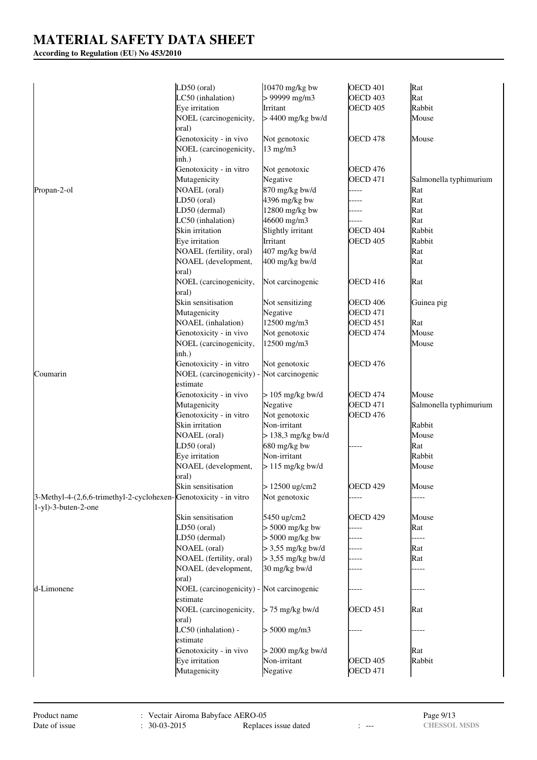| | | | | |
|---|---|---|---|---|
| | LD50 (oral) | 10470 mg/kg bw | OECD 401 | Rat |
| | LC50 (inhalation) | > 99999 mg/m3 | OECD 403 | Rat |
| | Eye irritation | Irritant | OECD 405 | Rabbit |
| | NOEL (carcinogenicity, oral) | > 4400 mg/kg bw/d | | Mouse |
| | Genotoxicity - in vivo | Not genotoxic | OECD 478 | Mouse |
| | NOEL (carcinogenicity, inh.) | 13 mg/m3 | | |
| | Genotoxicity - in vitro | Not genotoxic | OECD 476 | |
| | Mutagenicity | Negative | OECD 471 | Salmonella typhimurium |
| Propan-2-ol | NOAEL (oral) | 870 mg/kg bw/d | ----- | Rat |
| | LD50 (oral) | 4396 mg/kg bw | ----- | Rat |
| | LD50 (dermal) | 12800 mg/kg bw | ----- | Rat |
| | LC50 (inhalation) | 46600 mg/m3 | ----- | Rat |
| | Skin irritation | Slightly irritant | OECD 404 | Rabbit |
| | Eye irritation | Irritant | OECD 405 | Rabbit |
| | NOAEL (fertility, oral) | 407 mg/kg bw/d | | Rat |
| | NOAEL (development, oral) | 400 mg/kg bw/d | | Rat |
| | NOEL (carcinogenicity, oral) | Not carcinogenic | OECD 416 | Rat |
| | Skin sensitisation | Not sensitizing | OECD 406 | Guinea pig |
| | Mutagenicity | Negative | OECD 471 | |
| | NOAEL (inhalation) | 12500 mg/m3 | OECD 451 | Rat |
| | Genotoxicity - in vivo | Not genotoxic | OECD 474 | Mouse |
| | NOEL (carcinogenicity, inh.) | 12500 mg/m3 | | Mouse |
| | Genotoxicity - in vitro | Not genotoxic | OECD 476 | |
| Coumarin | NOEL (carcinogenicity) - estimate | Not carcinogenic | | |
| | Genotoxicity - in vivo | > 105 mg/kg bw/d | OECD 474 | Mouse |
| | Mutagenicity | Negative | OECD 471 | Salmonella typhimurium |
| | Genotoxicity - in vitro | Not genotoxic | OECD 476 | |
| | Skin irritation | Non-irritant | | Rabbit |
| | NOAEL (oral) | > 138,3 mg/kg bw/d | | Mouse |
| | LD50 (oral) | 680 mg/kg bw | ----- | Rat |
| | Eye irritation | Non-irritant | | Rabbit |
| | NOAEL (development, oral) | > 115 mg/kg bw/d | | Mouse |
| | Skin sensitisation | > 12500 ug/cm2 | OECD 429 | Mouse |
| 3-Methyl-4-(2,6,6-trimethyl-2-cyclohexen-1-yl)-3-buten-2-one | Genotoxicity - in vitro | Not genotoxic | ----- | ----- |
| | Skin sensitisation | 5450 ug/cm2 | OECD 429 | Mouse |
| | LD50 (oral) | > 5000 mg/kg bw | ----- | Rat |
| | LD50 (dermal) | > 5000 mg/kg bw | ----- | ----- |
| | NOAEL (oral) | > 3,55 mg/kg bw/d | ----- | Rat |
| | NOAEL (fertility, oral) | > 3,55 mg/kg bw/d | ----- | Rat |
| | NOAEL (development, oral) | 30 mg/kg bw/d | ----- | ----- |
| d-Limonene | NOEL (carcinogenicity) - estimate | Not carcinogenic | ----- | ----- |
| | NOEL (carcinogenicity, oral) | > 75 mg/kg bw/d | OECD 451 | Rat |
| | LC50 (inhalation) - estimate | > 5000 mg/m3 | ----- | ----- |
| | Genotoxicity - in vivo | > 2000 mg/kg bw/d | | Rat |
| | Eye irritation | Non-irritant | OECD 405 | Rabbit |
| | Mutagenicity | Negative | OECD 471 | |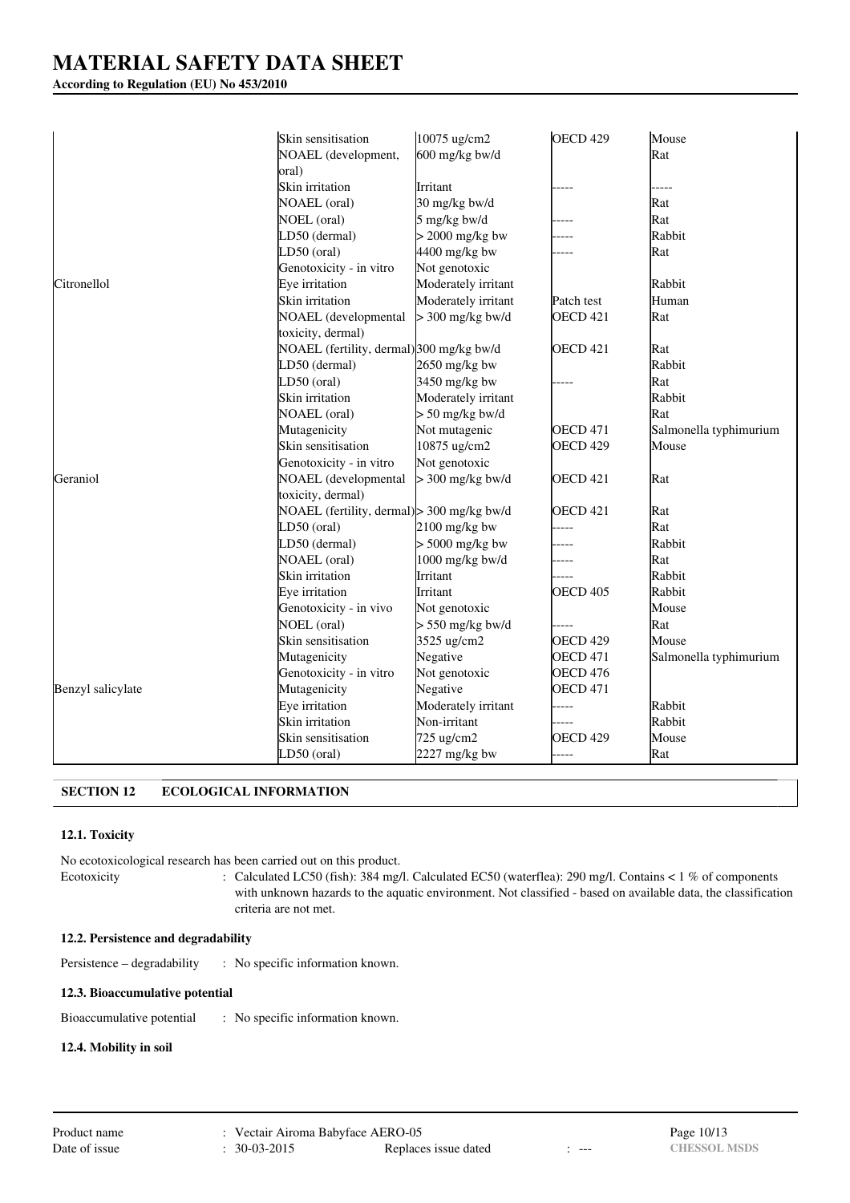| | | | | |
|---|---|---|---|---|
| | Skin sensitisation | 10075 ug/cm2 | OECD 429 | Mouse |
| | NOAEL (development, oral) | 600 mg/kg bw/d | | Rat |
| | Skin irritation | Irritant | ----- | ----- |
| | NOAEL (oral) | 30 mg/kg bw/d | | Rat |
| | NOEL (oral) | 5 mg/kg bw/d | ----- | Rat |
| | LD50 (dermal) | > 2000 mg/kg bw | ----- | Rabbit |
| | LD50 (oral) | 4400 mg/kg bw | ----- | Rat |
| | Genotoxicity - in vitro | Not genotoxic | | |
| Citronellol | Eye irritation | Moderately irritant | | Rabbit |
| | Skin irritation | Moderately irritant | Patch test | Human |
| | NOAEL (developmental toxicity, dermal) | > 300 mg/kg bw/d | OECD 421 | Rat |
| | NOAEL (fertility, dermal) | 300 mg/kg bw/d | OECD 421 | Rat |
| | LD50 (dermal) | 2650 mg/kg bw | | Rabbit |
| | LD50 (oral) | 3450 mg/kg bw | ----- | Rat |
| | Skin irritation | Moderately irritant | | Rabbit |
| | NOAEL (oral) | > 50 mg/kg bw/d | | Rat |
| | Mutagenicity | Not mutagenic | OECD 471 | Salmonella typhimurium |
| | Skin sensitisation | 10875 ug/cm2 | OECD 429 | Mouse |
| | Genotoxicity - in vitro | Not genotoxic | | |
| Geraniol | NOAEL (developmental toxicity, dermal) | > 300 mg/kg bw/d | OECD 421 | Rat |
| | NOAEL (fertility, dermal) | > 300 mg/kg bw/d | OECD 421 | Rat |
| | LD50 (oral) | 2100 mg/kg bw | ----- | Rat |
| | LD50 (dermal) | > 5000 mg/kg bw | ----- | Rabbit |
| | NOAEL (oral) | 1000 mg/kg bw/d | ----- | Rat |
| | Skin irritation | Irritant | ----- | Rabbit |
| | Eye irritation | Irritant | OECD 405 | Rabbit |
| | Genotoxicity - in vivo | Not genotoxic | | Mouse |
| | NOEL (oral) | > 550 mg/kg bw/d | ----- | Rat |
| | Skin sensitisation | 3525 ug/cm2 | OECD 429 | Mouse |
| | Mutagenicity | Negative | OECD 471 | Salmonella typhimurium |
| | Genotoxicity - in vitro | Not genotoxic | OECD 476 | |
| Benzyl salicylate | Mutagenicity | Negative | OECD 471 | |
| | Eye irritation | Moderately irritant | ----- | Rabbit |
| | Skin irritation | Non-irritant | ----- | Rabbit |
| | Skin sensitisation | 725 ug/cm2 | OECD 429 | Mouse |
| | LD50 (oral) | 2227 mg/kg bw | ----- | Rat |

## SECTION 12 ECOLOGICAL INFORMATION

### 12.1. Toxicity

No ecotoxicological research has been carried out on this product.

Ecotoxicity : Calculated LC50 (fish): 384 mg/l. Calculated EC50 (waterflea): 290 mg/l. Contains < 1 % of components with unknown hazards to the aquatic environment. Not classified - based on available data, the classification criteria are not met.

### 12.2. Persistence and degradability

Persistence – degradability : No specific information known.

### 12.3. Bioaccumulative potential

Bioaccumulative potential : No specific information known.

### 12.4. Mobility in soil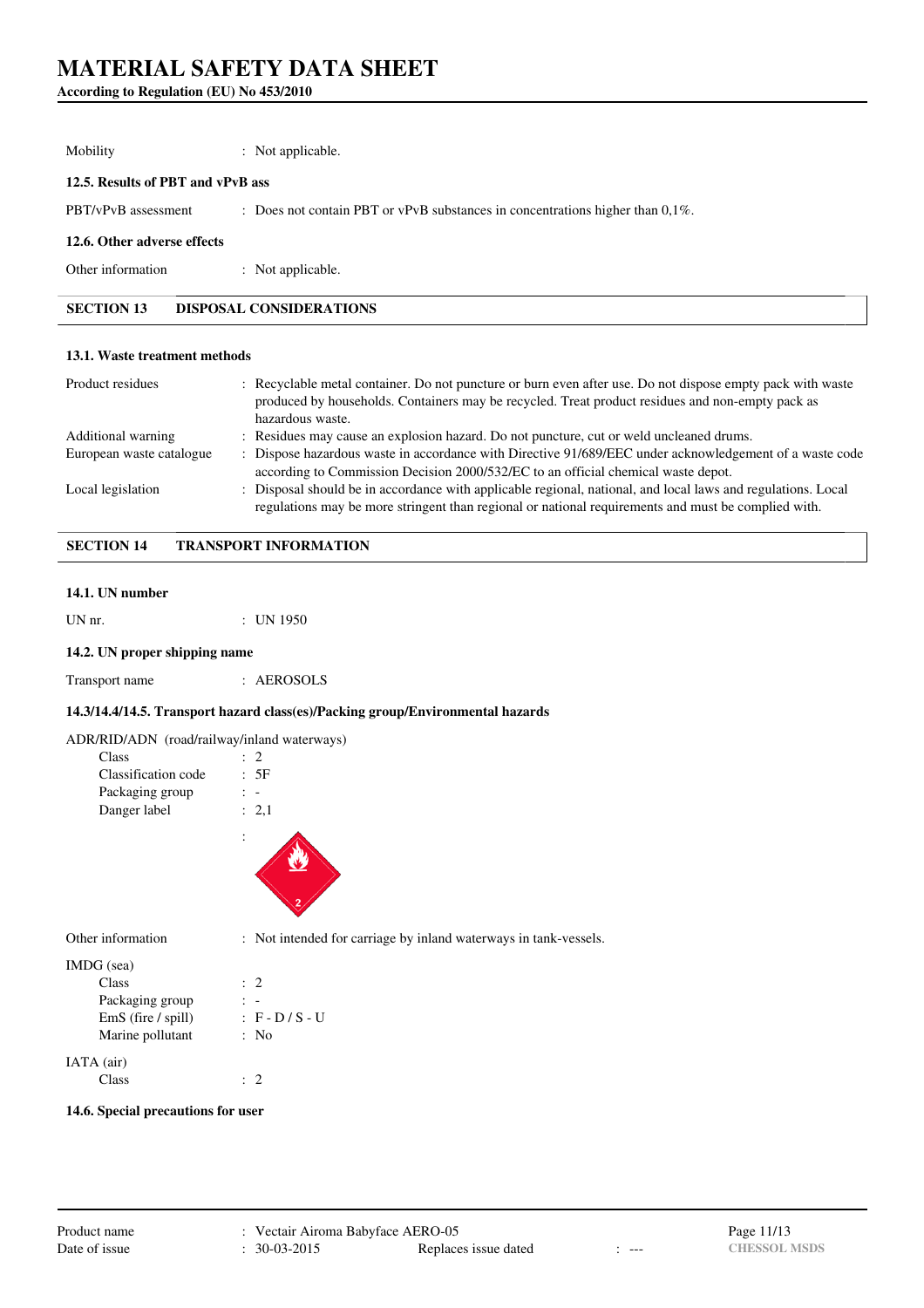Mobility : Not applicable.

**12.5. Results of PBT and vPvB ass**

PBT/vPvB assessment : Does not contain PBT or vPvB substances in concentrations higher than 0,1%.

**12.6. Other adverse effects**

Other information : Not applicable.

## SECTION 13 DISPOSAL CONSIDERATIONS

**13.1. Waste treatment methods**

| | |
|---|---|
| Product residues | : Recyclable metal container. Do not puncture or burn even after use. Do not dispose empty pack with waste produced by households. Containers may be recycled. Treat product residues and non-empty pack as hazardous waste. |
| Additional warning | : Residues may cause an explosion hazard. Do not puncture, cut or weld uncleaned drums. |
| European waste catalogue | : Dispose hazardous waste in accordance with Directive 91/689/EEC under acknowledgement of a waste code according to Commission Decision 2000/532/EC to an official chemical waste depot. |
| Local legislation | : Disposal should be in accordance with applicable regional, national, and local laws and regulations. Local regulations may be more stringent than regional or national requirements and must be complied with. |

## SECTION 14 TRANSPORT INFORMATION

**14.1. UN number**

UN nr. : UN 1950

**14.2. UN proper shipping name**

Transport name : AEROSOLS

**14.3/14.4/14.5. Transport hazard class(es)/Packing group/Environmental hazards**

ADR/RID/ADN (road/railway/inland waterways)

| | |
|---|---|
| Class | : 2 |
| Classification code | : 5F |
| Packaging group | : - |
| Danger label | : 2,1 |

Other information : Not intended for carriage by inland waterways in tank-vessels.

IMDG (sea)

| | |
|---|---|
| Class | : 2 |
| Packaging group | : - |
| EmS (fire / spill) | : F - D / S - U |
| Marine pollutant | : No |

IATA (air)

| | |
|---|---|
| Class | : 2 |

**14.6. Special precautions for user**

Product name : Vectair Airoma Babyface AERO-05
Date of issue : 30-03-2015 Replaces issue dated : ---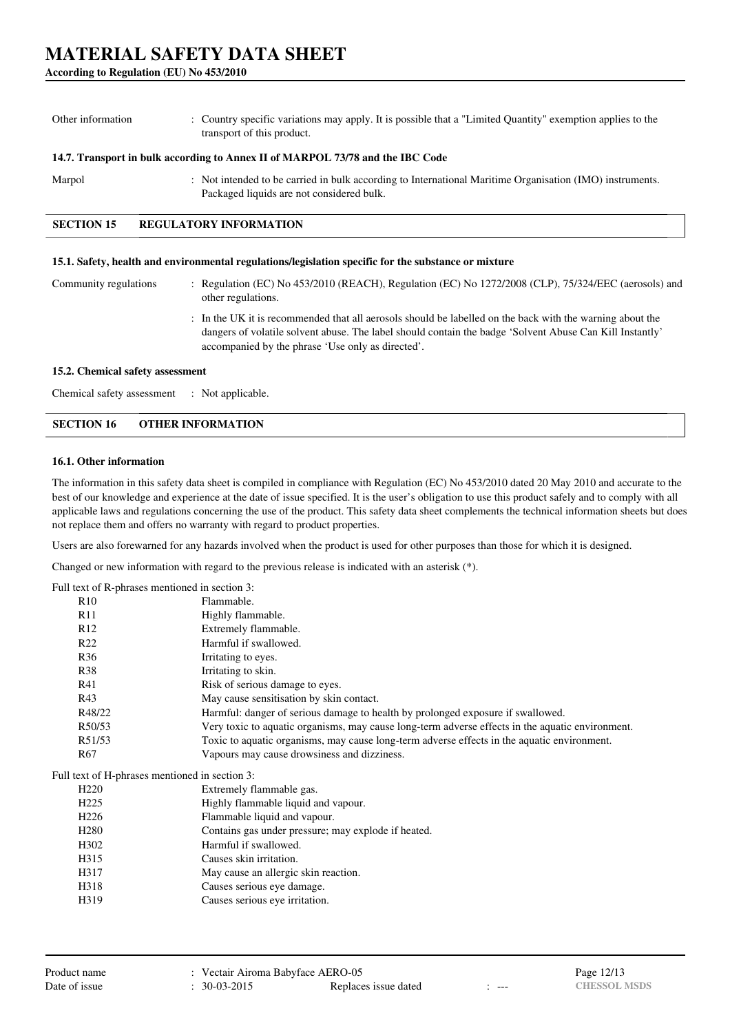| | |
|---|---|
| Other information | : Country specific variations may apply. It is possible that a "Limited Quantity" exemption applies to the transport of this product. |

### 14.7. Transport in bulk according to Annex II of MARPOL 73/78 and the IBC Code

| | |
|---|---|
| Marpol | : Not intended to be carried in bulk according to International Maritime Organisation (IMO) instruments. Packaged liquids are not considered bulk. |

## SECTION 15 REGULATORY INFORMATION

### 15.1. Safety, health and environmental regulations/legislation specific for the substance or mixture

| | |
|---|---|
| Community regulations | : Regulation (EC) No 453/2010 (REACH), Regulation (EC) No 1272/2008 (CLP), 75/324/EEC (aerosols) and other regulations. |
| | : In the UK it is recommended that all aerosols should be labelled on the back with the warning about the dangers of volatile solvent abuse. The label should contain the badge 'Solvent Abuse Can Kill Instantly' accompanied by the phrase 'Use only as directed'. |

### 15.2. Chemical safety assessment

| | |
|---|---|
| Chemical safety assessment | : Not applicable. |

## SECTION 16 OTHER INFORMATION

### 16.1. Other information

The information in this safety data sheet is compiled in compliance with Regulation (EC) No 453/2010 dated 20 May 2010 and accurate to the best of our knowledge and experience at the date of issue specified. It is the user's obligation to use this product safely and to comply with all applicable laws and regulations concerning the use of the product. This safety data sheet complements the technical information sheets but does not replace them and offers no warranty with regard to product properties.

Users are also forewarned for any hazards involved when the product is used for other purposes than those for which it is designed.

Changed or new information with regard to the previous release is indicated with an asterisk (*).

Full text of R-phrases mentioned in section 3:

| | |
|---|---|
| R10 | Flammable. |
| R11 | Highly flammable. |
| R12 | Extremely flammable. |
| R22 | Harmful if swallowed. |
| R36 | Irritating to eyes. |
| R38 | Irritating to skin. |
| R41 | Risk of serious damage to eyes. |
| R43 | May cause sensitisation by skin contact. |
| R48/22 | Harmful: danger of serious damage to health by prolonged exposure if swallowed. |
| R50/53 | Very toxic to aquatic organisms, may cause long-term adverse effects in the aquatic environment. |
| R51/53 | Toxic to aquatic organisms, may cause long-term adverse effects in the aquatic environment. |
| R67 | Vapours may cause drowsiness and dizziness. |

Full text of H-phrases mentioned in section 3:

| | |
|---|---|
| H220 | Extremely flammable gas. |
| H225 | Highly flammable liquid and vapour. |
| H226 | Flammable liquid and vapour. |
| H280 | Contains gas under pressure; may explode if heated. |
| H302 | Harmful if swallowed. |
| H315 | Causes skin irritation. |
| H317 | May cause an allergic skin reaction. |
| H318 | Causes serious eye damage. |
| H319 | Causes serious eye irritation. |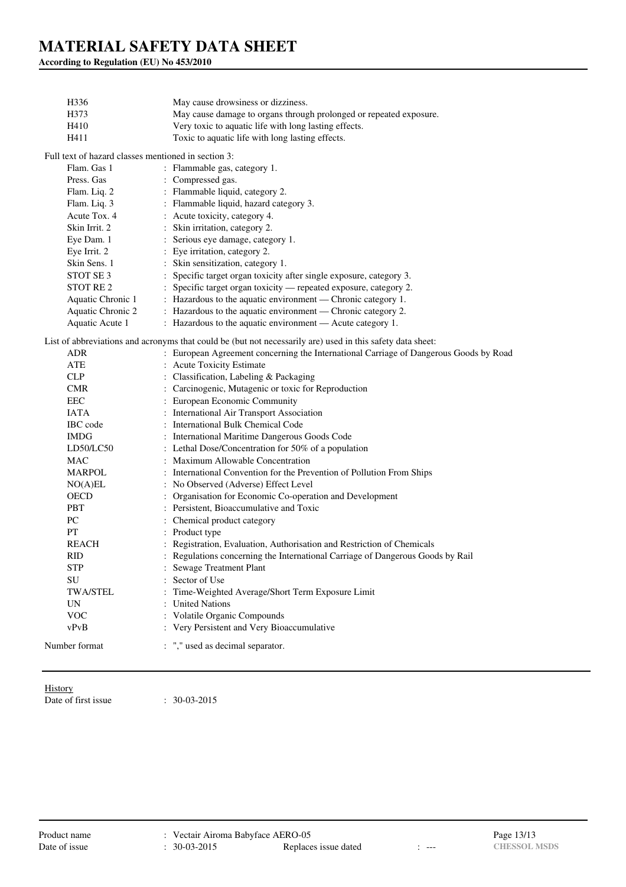| | |
|---|---|
| H336 | May cause drowsiness or dizziness. |
| H373 | May cause damage to organs through prolonged or repeated exposure. |
| H410 | Very toxic to aquatic life with long lasting effects. |
| H411 | Toxic to aquatic life with long lasting effects. |

Full text of hazard classes mentioned in section 3:

| | |
|---|---|
| Flam. Gas 1 | : Flammable gas, category 1. |
| Press. Gas | : Compressed gas. |
| Flam. Liq. 2 | : Flammable liquid, category 2. |
| Flam. Liq. 3 | : Flammable liquid, hazard category 3. |
| Acute Tox. 4 | : Acute toxicity, category 4. |
| Skin Irrit. 2 | : Skin irritation, category 2. |
| Eye Dam. 1 | : Serious eye damage, category 1. |
| Eye Irrit. 2 | : Eye irritation, category 2. |
| Skin Sens. 1 | : Skin sensitization, category 1. |
| STOT SE 3 | : Specific target organ toxicity after single exposure, category 3. |
| STOT RE 2 | : Specific target organ toxicity — repeated exposure, category 2. |
| Aquatic Chronic 1 | : Hazardous to the aquatic environment — Chronic category 1. |
| Aquatic Chronic 2 | : Hazardous to the aquatic environment — Chronic category 2. |
| Aquatic Acute 1 | : Hazardous to the aquatic environment — Acute category 1. |

List of abbreviations and acronyms that could be (but not necessarily are) used in this safety data sheet:

| | |
|---|---|
| ADR | : European Agreement concerning the International Carriage of Dangerous Goods by Road |
| ATE | : Acute Toxicity Estimate |
| CLP | : Classification, Labeling & Packaging |
| CMR | : Carcinogenic, Mutagenic or toxic for Reproduction |
| EEC | : European Economic Community |
| IATA | : International Air Transport Association |
| IBC code | : International Bulk Chemical Code |
| IMDG | : International Maritime Dangerous Goods Code |
| LD50/LC50 | : Lethal Dose/Concentration for 50% of a population |
| MAC | : Maximum Allowable Concentration |
| MARPOL | : International Convention for the Prevention of Pollution From Ships |
| NO(A)EL | : No Observed (Adverse) Effect Level |
| OECD | : Organisation for Economic Co-operation and Development |
| PBT | : Persistent, Bioaccumulative and Toxic |
| PC | : Chemical product category |
| PT | : Product type |
| REACH | : Registration, Evaluation, Authorisation and Restriction of Chemicals |
| RID | : Regulations concerning the International Carriage of Dangerous Goods by Rail |
| STP | : Sewage Treatment Plant |
| SU | : Sector of Use |
| TWA/STEL | : Time-Weighted Average/Short Term Exposure Limit |
| UN | : United Nations |
| VOC | : Volatile Organic Compounds |
| vPvB | : Very Persistent and Very Bioaccumulative |

Number format : "," used as decimal separator.

History

Date of first issue : 30-03-2015